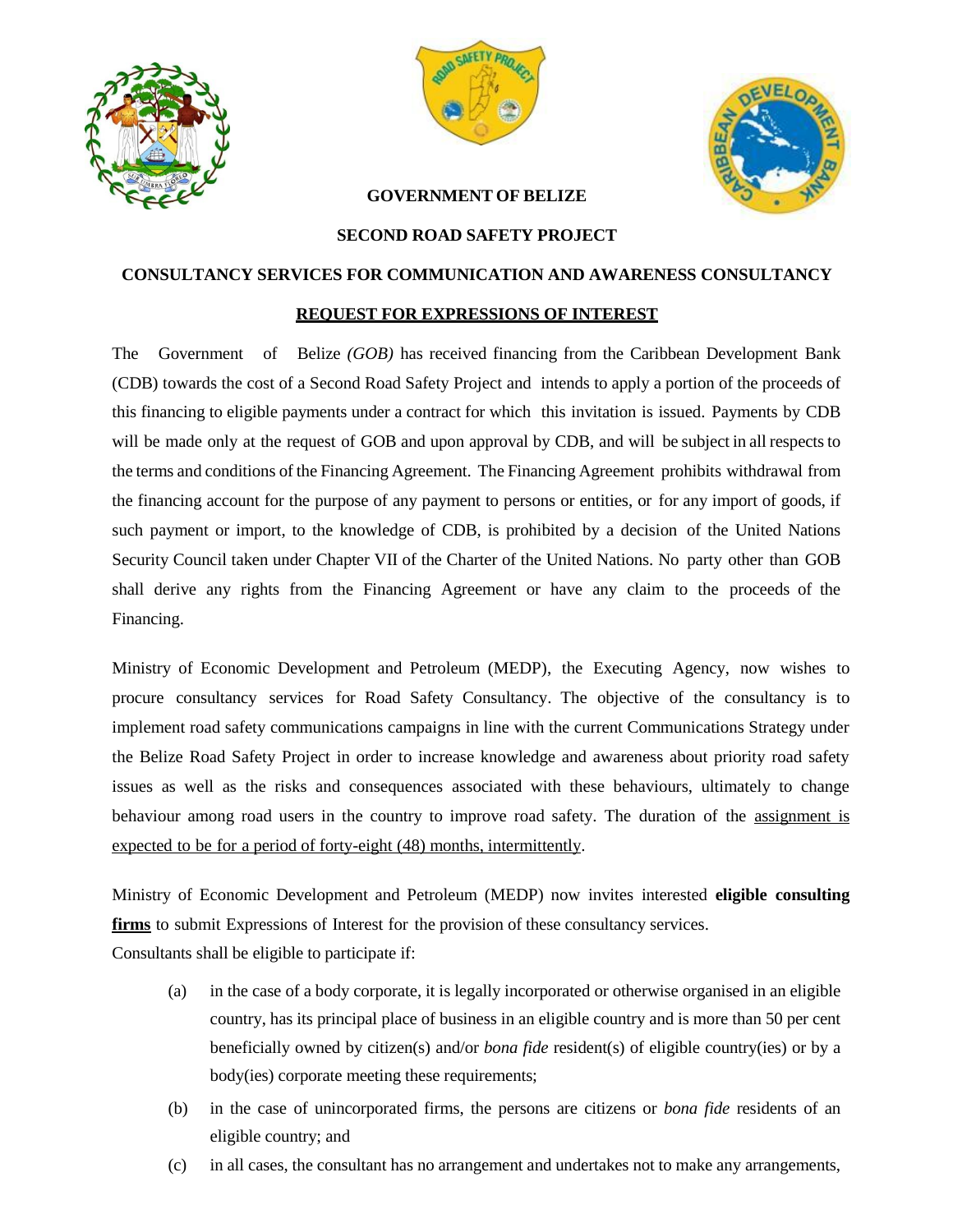**GOVERNMENT OF BELIZE**

**SECOND ROAD SAFETY PROJECT**

**CONSULTANCY SERVICES FOR COMMUNICATION AND AWARENESS CONSULTANCY**

**REQUEST FOR EXPRESSIONS OF INTEREST**

The Government of Belize *(GOB)* has received financing from the Caribbean Development Bank (CDB) towards the cost of a Second Road Safety Project and intends to apply a portion of the proceeds of this financing to eligible payments under a contract for which this invitation is issued. Payments by CDB will be made only at the request of GOB and upon approval by CDB, and will be subject in all respects to the terms and conditions of the Financing Agreement. The Financing Agreement prohibits withdrawal from the financing account for the purpose of any payment to persons or entities, or for any import of goods, if such payment or import, to the knowledge of CDB, is prohibited by a decision of the United Nations Security Council taken under Chapter VII of the Charter of the United Nations. No party other than GOB shall derive any rights from the Financing Agreement or have any claim to the proceeds of the Financing.

Ministry of Economic Development and Petroleum (MEDP), the Executing Agency, now wishes to procure consultancy services for Road Safety Consultancy. The objective of the consultancy is to implement road safety communications campaigns in line with the current Communications Strategy under the Belize Road Safety Project in order to increase knowledge and awareness about priority road safety issues as well as the risks and consequences associated with these behaviours, ultimately to change behaviour among road users in the country to improve road safety. The duration of the assignment is expected to be for a period of forty-eight (48) months, intermittently.

Ministry of Economic Development and Petroleum (MEDP) now invites interested **eligible consulting firms** to submit Expressions of Interest for the provision of these consultancy services.

Consultants shall be eligible to participate if:

(a) in the case of a body corporate, it is legally incorporated or otherwise organised in an eligible country, has its principal place of business in an eligible country and is more than 50 per cent beneficially owned by citizen(s) and/or *bona fide* resident(s) of eligible country(ies) or by a body(ies) corporate meeting these requirements;

(b) in the case of unincorporated firms, the persons are citizens or *bona fide* residents of an eligible country; and

(c) in all cases, the consultant has no arrangement and undertakes not to make any arrangements,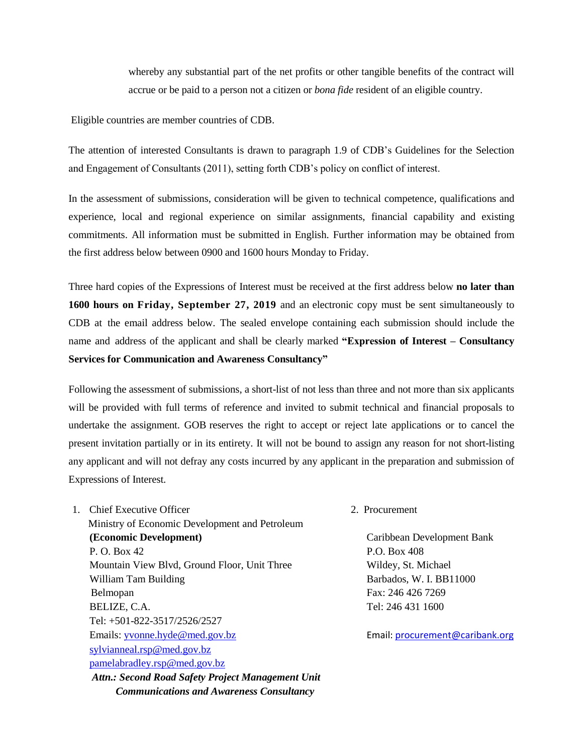whereby any substantial part of the net profits or other tangible benefits of the contract will accrue or be paid to a person not a citizen or *bona fide* resident of an eligible country.

Eligible countries are member countries of CDB.

The attention of interested Consultants is drawn to paragraph 1.9 of CDB's Guidelines for the Selection and Engagement of Consultants (2011), setting forth CDB's policy on conflict of interest.

In the assessment of submissions, consideration will be given to technical competence, qualifications and experience, local and regional experience on similar assignments, financial capability and existing commitments. All information must be submitted in English. Further information may be obtained from the first address below between 0900 and 1600 hours Monday to Friday.

Three hard copies of the Expressions of Interest must be received at the first address below **no later than 1600 hours on Friday, September 27, 2019** and an electronic copy must be sent simultaneously to CDB at the email address below. The sealed envelope containing each submission should include the name and address of the applicant and shall be clearly marked **"Expression of Interest – Consultancy Services for Communication and Awareness Consultancy"**

Following the assessment of submissions, a short-list of not less than three and not more than six applicants will be provided with full terms of reference and invited to submit technical and financial proposals to undertake the assignment. GOB reserves the right to accept or reject late applications or to cancel the present invitation partially or in its entirety. It will not be bound to assign any reason for not short-listing any applicant and will not defray any costs incurred by any applicant in the preparation and submission of Expressions of Interest.

1. Chief Executive Officer
   Ministry of Economic Development and Petroleum
   **(Economic Development)**
   P. O. Box 42
   Mountain View Blvd, Ground Floor, Unit Three
   William Tam Building
   Belmopan
   BELIZE, C.A.
   Tel: +501-822-3517/2526/2527
   Emails: yvonne.hyde@med.gov.bz
   sylvianneal.rsp@med.gov.bz
   pamelabradley.rsp@med.gov.bz
   ***Attn.: Second Road Safety Project Management Unit***
   ***Communications and Awareness Consultancy***

2. Procurement

   Caribbean Development Bank
   P.O. Box 408
   Wildey, St. Michael
   Barbados, W. I. BB11000
   Fax: 246 426 7269
   Tel: 246 431 1600

   Email: procurement@caribank.org